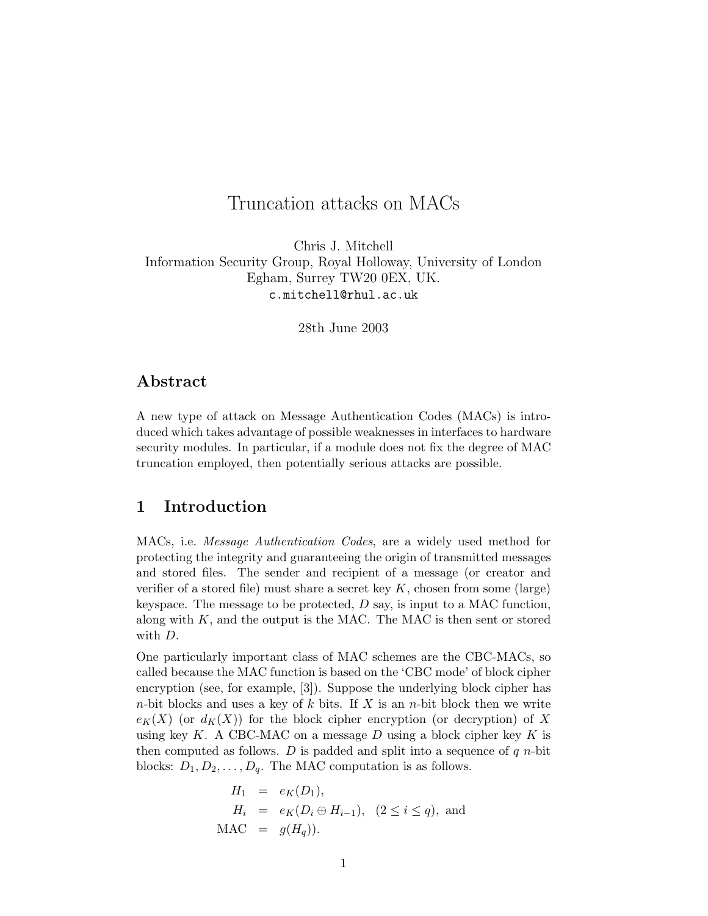# Truncation attacks on MACs

Chris J. Mitchell
Information Security Group, Royal Holloway, University of London
Egham, Surrey TW20 0EX, UK.
c.mitchell@rhul.ac.uk

28th June 2003

## Abstract

A new type of attack on Message Authentication Codes (MACs) is introduced which takes advantage of possible weaknesses in interfaces to hardware security modules. In particular, if a module does not fix the degree of MAC truncation employed, then potentially serious attacks are possible.

## 1 Introduction

MACs, i.e. *Message Authentication Codes*, are a widely used method for protecting the integrity and guaranteeing the origin of transmitted messages and stored files. The sender and recipient of a message (or creator and verifier of a stored file) must share a secret key $K$, chosen from some (large) keyspace. The message to be protected, $D$ say, is input to a MAC function, along with $K$, and the output is the MAC. The MAC is then sent or stored with $D$.

One particularly important class of MAC schemes are the CBC-MACs, so called because the MAC function is based on the 'CBC mode' of block cipher encryption (see, for example, [3]). Suppose the underlying block cipher has $n$-bit blocks and uses a key of $k$ bits. If $X$ is an $n$-bit block then we write $e_K(X)$ (or $d_K(X)$) for the block cipher encryption (or decryption) of $X$ using key $K$. A CBC-MAC on a message $D$ using a block cipher key $K$ is then computed as follows. $D$ is padded and split into a sequence of $q$ $n$-bit blocks: $D_1, D_2, \ldots, D_q$. The MAC computation is as follows.

$$
\begin{aligned}
H_1 &= e_K(D_1), \\
H_i &= e_K(D_i \oplus H_{i-1}), \quad (2 \leq i \leq q), \text{ and} \\
\text{MAC} &= g(H_q)).
\end{aligned}
$$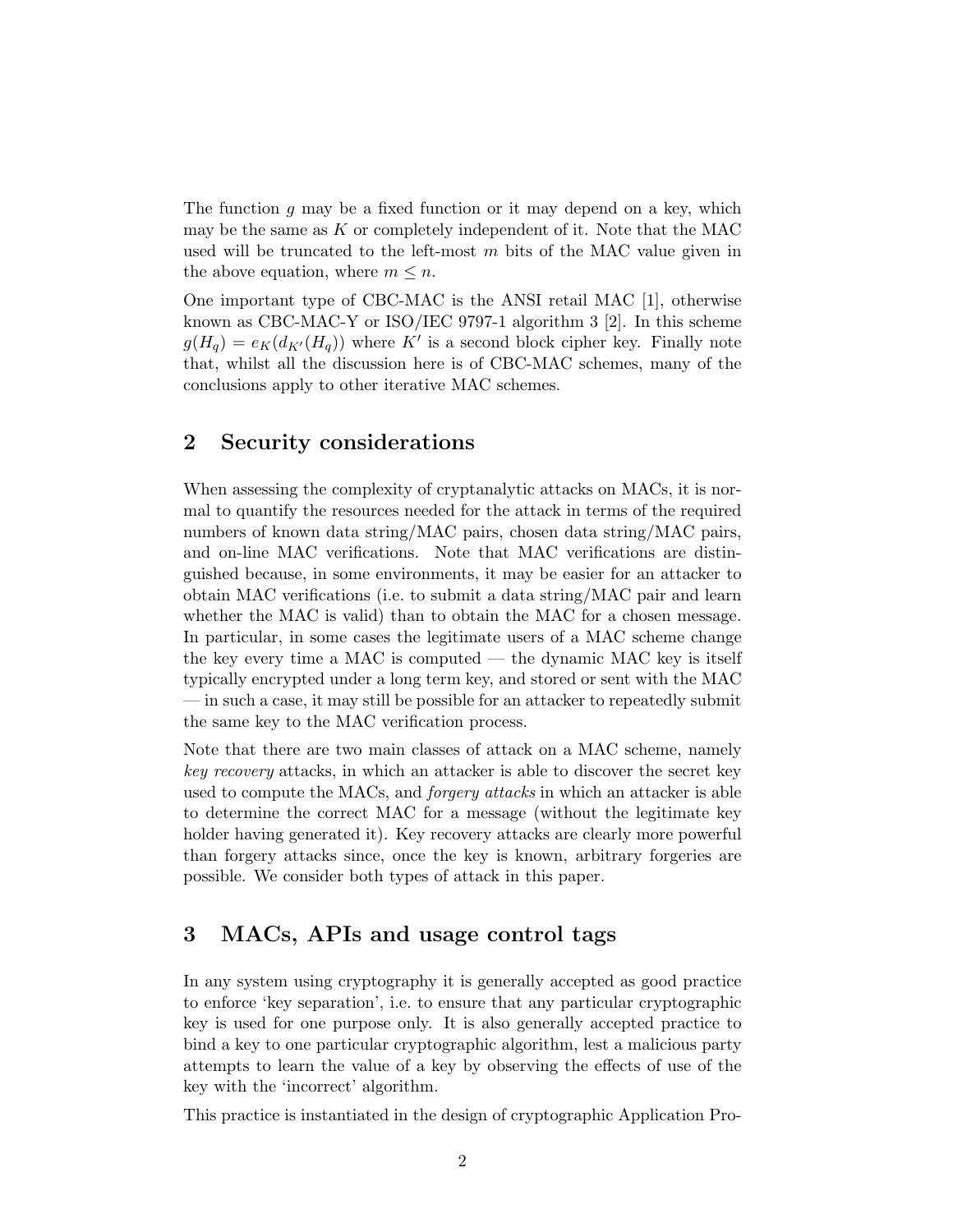The function $g$ may be a fixed function or it may depend on a key, which may be the same as $K$ or completely independent of it. Note that the MAC used will be truncated to the left-most $m$ bits of the MAC value given in the above equation, where $m \leq n$.

One important type of CBC-MAC is the ANSI retail MAC [1], otherwise known as CBC-MAC-Y or ISO/IEC 9797-1 algorithm 3 [2]. In this scheme $g(H_q) = e_K(d_{K'}(H_q))$ where $K'$ is a second block cipher key. Finally note that, whilst all the discussion here is of CBC-MAC schemes, many of the conclusions apply to other iterative MAC schemes.

## 2 Security considerations

When assessing the complexity of cryptanalytic attacks on MACs, it is normal to quantify the resources needed for the attack in terms of the required numbers of known data string/MAC pairs, chosen data string/MAC pairs, and on-line MAC verifications. Note that MAC verifications are distinguished because, in some environments, it may be easier for an attacker to obtain MAC verifications (i.e. to submit a data string/MAC pair and learn whether the MAC is valid) than to obtain the MAC for a chosen message. In particular, in some cases the legitimate users of a MAC scheme change the key every time a MAC is computed — the dynamic MAC key is itself typically encrypted under a long term key, and stored or sent with the MAC — in such a case, it may still be possible for an attacker to repeatedly submit the same key to the MAC verification process.

Note that there are two main classes of attack on a MAC scheme, namely *key recovery* attacks, in which an attacker is able to discover the secret key used to compute the MACs, and *forgery attacks* in which an attacker is able to determine the correct MAC for a message (without the legitimate key holder having generated it). Key recovery attacks are clearly more powerful than forgery attacks since, once the key is known, arbitrary forgeries are possible. We consider both types of attack in this paper.

## 3 MACs, APIs and usage control tags

In any system using cryptography it is generally accepted as good practice to enforce 'key separation', i.e. to ensure that any particular cryptographic key is used for one purpose only. It is also generally accepted practice to bind a key to one particular cryptographic algorithm, lest a malicious party attempts to learn the value of a key by observing the effects of use of the key with the 'incorrect' algorithm.

This practice is instantiated in the design of cryptographic Application Pro-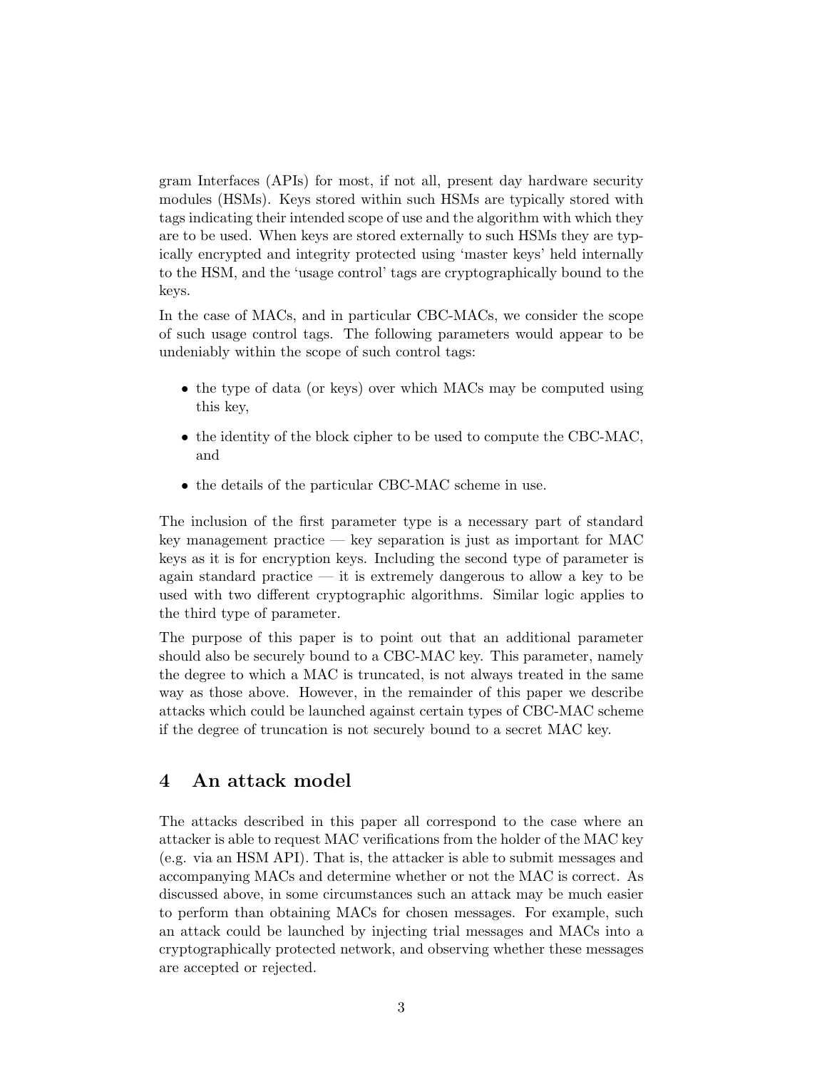gram Interfaces (APIs) for most, if not all, present day hardware security modules (HSMs). Keys stored within such HSMs are typically stored with tags indicating their intended scope of use and the algorithm with which they are to be used. When keys are stored externally to such HSMs they are typically encrypted and integrity protected using 'master keys' held internally to the HSM, and the 'usage control' tags are cryptographically bound to the keys.

In the case of MACs, and in particular CBC-MACs, we consider the scope of such usage control tags. The following parameters would appear to be undeniably within the scope of such control tags:

- the type of data (or keys) over which MACs may be computed using this key,
- the identity of the block cipher to be used to compute the CBC-MAC, and
- the details of the particular CBC-MAC scheme in use.

The inclusion of the first parameter type is a necessary part of standard key management practice — key separation is just as important for MAC keys as it is for encryption keys. Including the second type of parameter is again standard practice — it is extremely dangerous to allow a key to be used with two different cryptographic algorithms. Similar logic applies to the third type of parameter.

The purpose of this paper is to point out that an additional parameter should also be securely bound to a CBC-MAC key. This parameter, namely the degree to which a MAC is truncated, is not always treated in the same way as those above. However, in the remainder of this paper we describe attacks which could be launched against certain types of CBC-MAC scheme if the degree of truncation is not securely bound to a secret MAC key.

## 4 An attack model

The attacks described in this paper all correspond to the case where an attacker is able to request MAC verifications from the holder of the MAC key (e.g. via an HSM API). That is, the attacker is able to submit messages and accompanying MACs and determine whether or not the MAC is correct. As discussed above, in some circumstances such an attack may be much easier to perform than obtaining MACs for chosen messages. For example, such an attack could be launched by injecting trial messages and MACs into a cryptographically protected network, and observing whether these messages are accepted or rejected.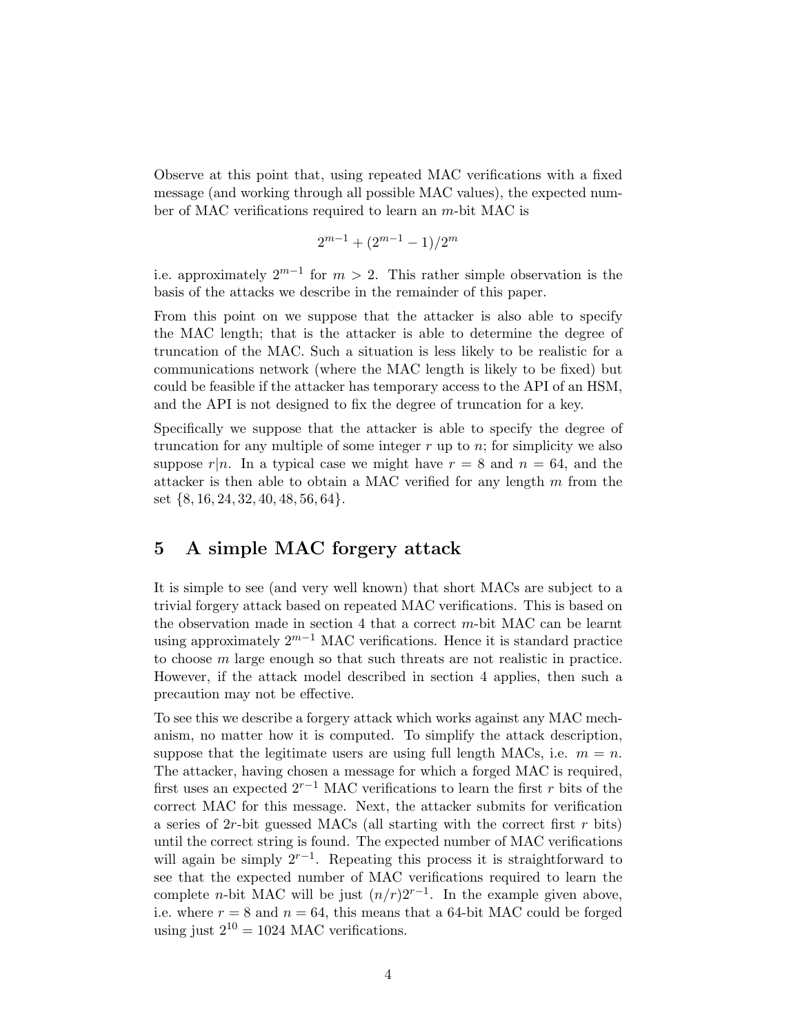Observe at this point that, using repeated MAC verifications with a fixed message (and working through all possible MAC values), the expected number of MAC verifications required to learn an $m$-bit MAC is

$$2^{m-1} + (2^{m-1} - 1)/2^m$$

i.e. approximately $2^{m-1}$ for $m > 2$. This rather simple observation is the basis of the attacks we describe in the remainder of this paper.

From this point on we suppose that the attacker is also able to specify the MAC length; that is the attacker is able to determine the degree of truncation of the MAC. Such a situation is less likely to be realistic for a communications network (where the MAC length is likely to be fixed) but could be feasible if the attacker has temporary access to the API of an HSM, and the API is not designed to fix the degree of truncation for a key.

Specifically we suppose that the attacker is able to specify the degree of truncation for any multiple of some integer $r$ up to $n$; for simplicity we also suppose $r|n$. In a typical case we might have $r = 8$ and $n = 64$, and the attacker is then able to obtain a MAC verified for any length $m$ from the set $\{8, 16, 24, 32, 40, 48, 56, 64\}$.

## 5 A simple MAC forgery attack

It is simple to see (and very well known) that short MACs are subject to a trivial forgery attack based on repeated MAC verifications. This is based on the observation made in section 4 that a correct $m$-bit MAC can be learnt using approximately $2^{m-1}$ MAC verifications. Hence it is standard practice to choose $m$ large enough so that such threats are not realistic in practice. However, if the attack model described in section 4 applies, then such a precaution may not be effective.

To see this we describe a forgery attack which works against any MAC mechanism, no matter how it is computed. To simplify the attack description, suppose that the legitimate users are using full length MACs, i.e. $m = n$. The attacker, having chosen a message for which a forged MAC is required, first uses an expected $2^{r-1}$ MAC verifications to learn the first $r$ bits of the correct MAC for this message. Next, the attacker submits for verification a series of $2r$-bit guessed MACs (all starting with the correct first $r$ bits) until the correct string is found. The expected number of MAC verifications will again be simply $2^{r-1}$. Repeating this process it is straightforward to see that the expected number of MAC verifications required to learn the complete $n$-bit MAC will be just $(n/r)2^{r-1}$. In the example given above, i.e. where $r = 8$ and $n = 64$, this means that a 64-bit MAC could be forged using just $2^{10} = 1024$ MAC verifications.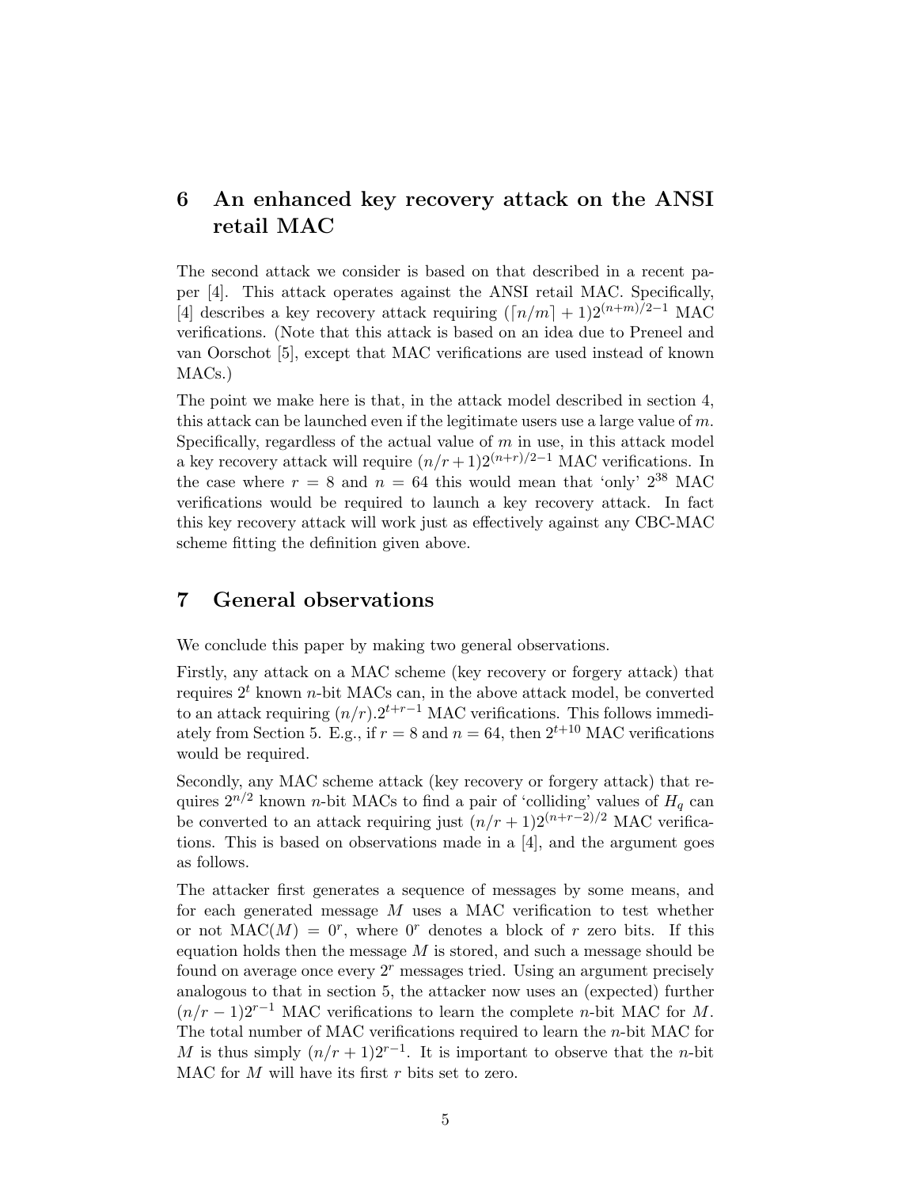## 6 An enhanced key recovery attack on the ANSI retail MAC

The second attack we consider is based on that described in a recent paper [4]. This attack operates against the ANSI retail MAC. Specifically, [4] describes a key recovery attack requiring $(\lceil n/m \rceil + 1)2^{(n+m)/2-1}$ MAC verifications. (Note that this attack is based on an idea due to Preneel and van Oorschot [5], except that MAC verifications are used instead of known MACs.)

The point we make here is that, in the attack model described in section 4, this attack can be launched even if the legitimate users use a large value of $m$. Specifically, regardless of the actual value of $m$ in use, in this attack model a key recovery attack will require $(n/r+1)2^{(n+r)/2-1}$ MAC verifications. In the case where $r = 8$ and $n = 64$ this would mean that 'only' $2^{38}$ MAC verifications would be required to launch a key recovery attack. In fact this key recovery attack will work just as effectively against any CBC-MAC scheme fitting the definition given above.

## 7 General observations

We conclude this paper by making two general observations.

Firstly, any attack on a MAC scheme (key recovery or forgery attack) that requires $2^t$ known $n$-bit MACs can, in the above attack model, be converted to an attack requiring $(n/r).2^{t+r-1}$ MAC verifications. This follows immediately from Section 5. E.g., if $r = 8$ and $n = 64$, then $2^{t+10}$ MAC verifications would be required.

Secondly, any MAC scheme attack (key recovery or forgery attack) that requires $2^{n/2}$ known $n$-bit MACs to find a pair of 'colliding' values of $H_q$ can be converted to an attack requiring just $(n/r+1)2^{(n+r-2)/2}$ MAC verifications. This is based on observations made in a [4], and the argument goes as follows.

The attacker first generates a sequence of messages by some means, and for each generated message $M$ uses a MAC verification to test whether or not $\text{MAC}(M) = 0^r$, where $0^r$ denotes a block of $r$ zero bits. If this equation holds then the message $M$ is stored, and such a message should be found on average once every $2^r$ messages tried. Using an argument precisely analogous to that in section 5, the attacker now uses an (expected) further $(n/r-1)2^{r-1}$ MAC verifications to learn the complete $n$-bit MAC for $M$. The total number of MAC verifications required to learn the $n$-bit MAC for $M$ is thus simply $(n/r+1)2^{r-1}$. It is important to observe that the $n$-bit MAC for $M$ will have its first $r$ bits set to zero.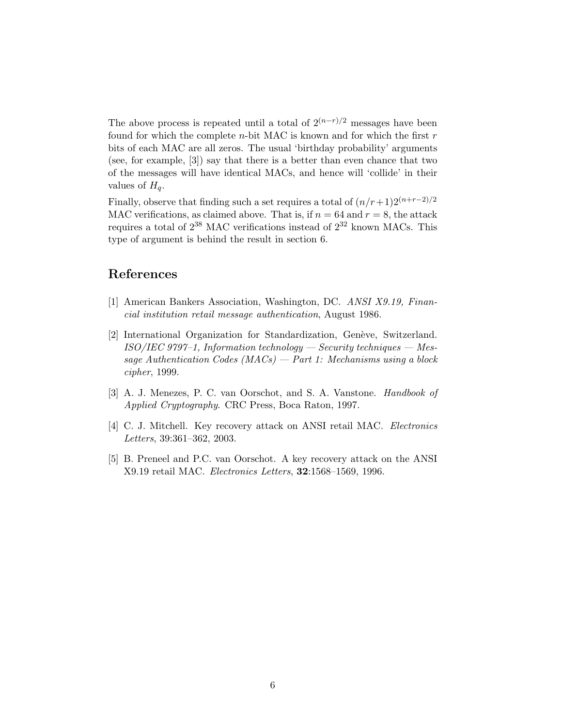The above process is repeated until a total of $2^{(n-r)/2}$ messages have been found for which the complete $n$-bit MAC is known and for which the first $r$ bits of each MAC are all zeros. The usual 'birthday probability' arguments (see, for example, [3]) say that there is a better than even chance that two of the messages will have identical MACs, and hence will 'collide' in their values of $H_q$.

Finally, observe that finding such a set requires a total of $(n/r+1)2^{(n+r-2)/2}$ MAC verifications, as claimed above. That is, if $n = 64$ and $r = 8$, the attack requires a total of $2^{38}$ MAC verifications instead of $2^{32}$ known MACs. This type of argument is behind the result in section 6.

## References

[1] American Bankers Association, Washington, DC. *ANSI X9.19, Financial institution retail message authentication*, August 1986.

[2] International Organization for Standardization, Genève, Switzerland. *ISO/IEC 9797–1, Information technology — Security techniques — Message Authentication Codes (MACs) — Part 1: Mechanisms using a block cipher*, 1999.

[3] A. J. Menezes, P. C. van Oorschot, and S. A. Vanstone. *Handbook of Applied Cryptography*. CRC Press, Boca Raton, 1997.

[4] C. J. Mitchell. Key recovery attack on ANSI retail MAC. *Electronics Letters*, 39:361–362, 2003.

[5] B. Preneel and P.C. van Oorschot. A key recovery attack on the ANSI X9.19 retail MAC. *Electronics Letters*, **32**:1568–1569, 1996.